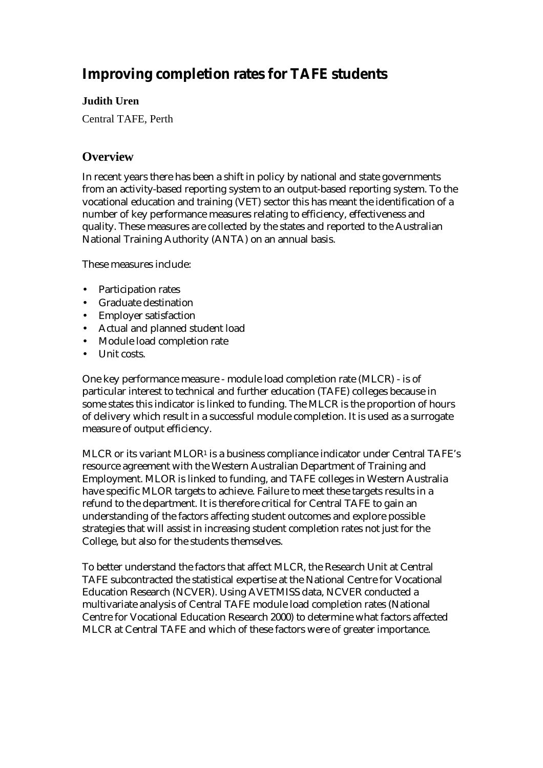# Improving completion rates for TAFE students

**Judith Uren**

Central TAFE, Perth

## Overview

In recent years there has been a shift in policy by national and state governments from an activity-based reporting system to an output-based reporting system. To the vocational education and training (VET) sector this has meant the identification of a number of key performance measures relating to efficiency, effectiveness and quality. These measures are collected by the states and reported to the Australian National Training Authority (ANTA) on an annual basis.

These measures include:

- Participation rates
- Graduate destination
- Employer satisfaction
- Actual and planned student load
- Module load completion rate
- Unit costs.

One key performance measure - module load completion rate (MLCR) - is of particular interest to technical and further education (TAFE) colleges because in some states this indicator is linked to funding. The MLCR is the proportion of hours of delivery which result in a successful module completion. It is used as a surrogate measure of output efficiency.

MLCR or its variant MLOR[1] is a business compliance indicator under Central TAFE's resource agreement with the Western Australian Department of Training and Employment. MLOR is linked to funding, and TAFE colleges in Western Australia have specific MLOR targets to achieve. Failure to meet these targets results in a refund to the department. It is therefore critical for Central TAFE to gain an understanding of the factors affecting student outcomes and explore possible strategies that will assist in increasing student completion rates not just for the College, but also for the students themselves.

To better understand the factors that affect MLCR, the Research Unit at Central TAFE subcontracted the statistical expertise at the National Centre for Vocational Education Research (NCVER). Using AVETMISS data, NCVER conducted a multivariate analysis of Central TAFE module load completion rates (National Centre for Vocational Education Research 2000) to determine what factors affected MLCR at Central TAFE and which of these factors were of greater importance.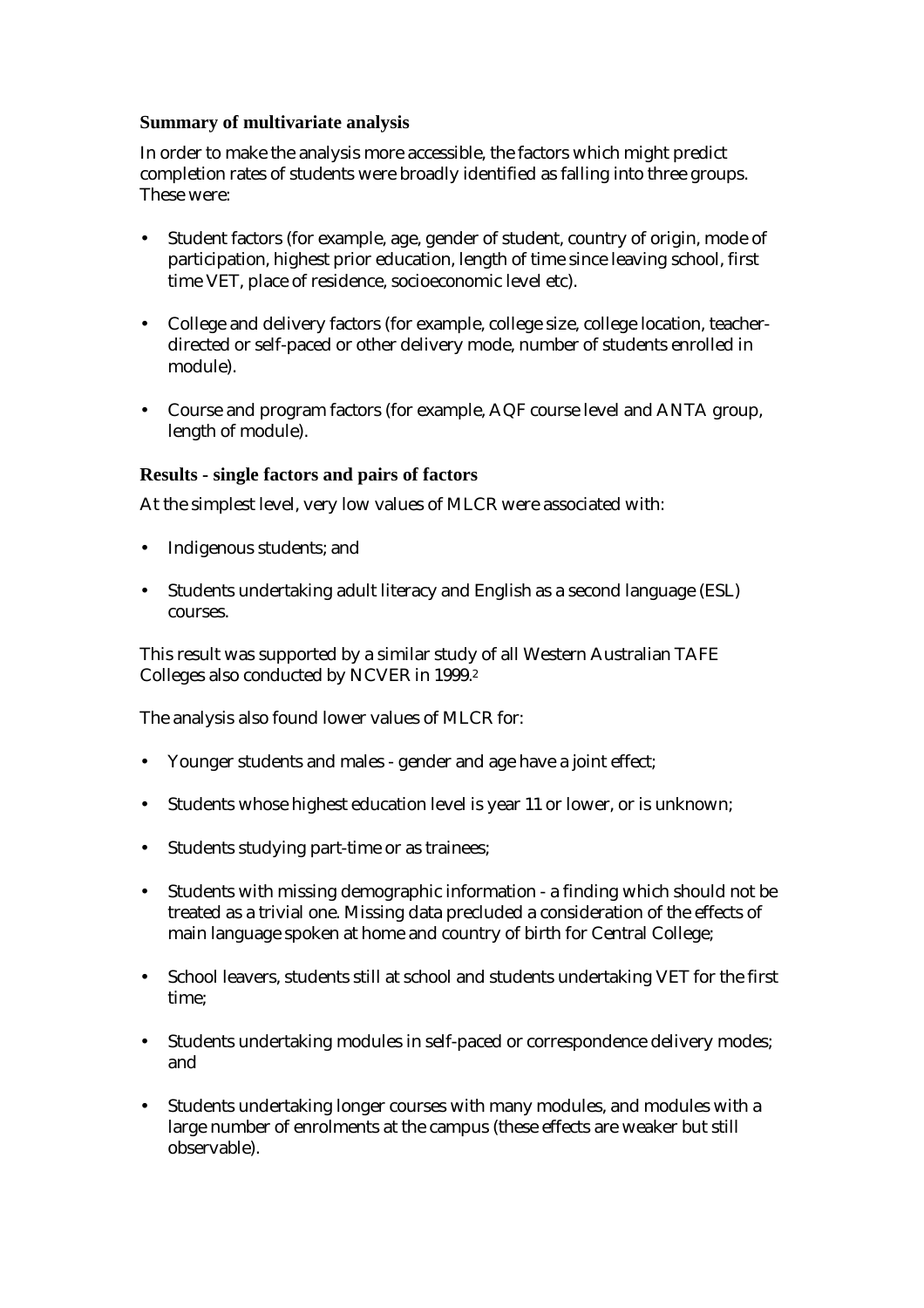### Summary of multivariate analysis

In order to make the analysis more accessible, the factors which might predict completion rates of students were broadly identified as falling into three groups. These were:

- Student factors (for example, age, gender of student, country of origin, mode of participation, highest prior education, length of time since leaving school, first time VET, place of residence, socioeconomic level etc).
- College and delivery factors (for example, college size, college location, teacher-directed or self-paced or other delivery mode, number of students enrolled in module).
- Course and program factors (for example, AQF course level and ANTA group, length of module).

### Results - single factors and pairs of factors

At the simplest level, very low values of MLCR were associated with:

- Indigenous students; and
- Students undertaking adult literacy and English as a second language (ESL) courses.

This result was supported by a similar study of all Western Australian TAFE Colleges also conducted by NCVER in 1999.[2]

The analysis also found lower values of MLCR for:

- Younger students and males - gender and age have a joint effect;
- Students whose highest education level is year 11 or lower, or is unknown;
- Students studying part-time or as trainees;
- Students with missing demographic information - a finding which should not be treated as a trivial one. Missing data precluded a consideration of the effects of main language spoken at home and country of birth for Central College;
- School leavers, students still at school and students undertaking VET for the first time;
- Students undertaking modules in self-paced or correspondence delivery modes; and
- Students undertaking longer courses with many modules, and modules with a large number of enrolments at the campus (these effects are weaker but still observable).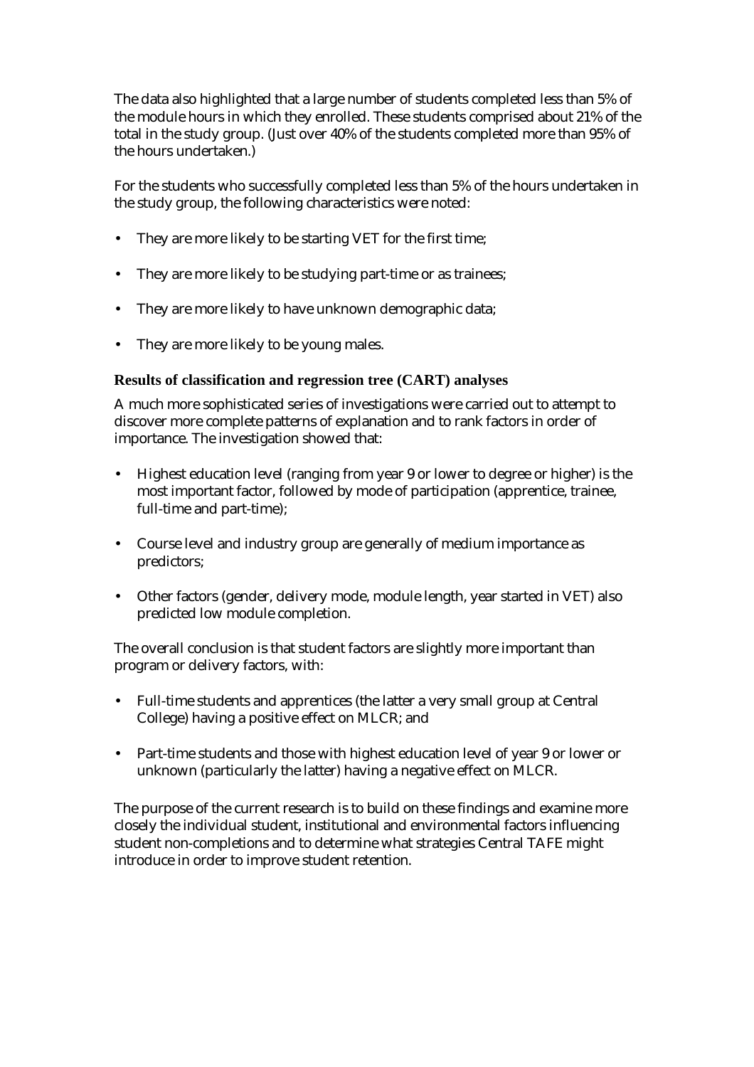The data also highlighted that a large number of students completed less than 5% of the module hours in which they enrolled. These students comprised about 21% of the total in the study group. (Just over 40% of the students completed more than 95% of the hours undertaken.)

For the students who successfully completed less than 5% of the hours undertaken in the study group, the following characteristics were noted:

- They are more likely to be starting VET for the first time;
- They are more likely to be studying part-time or as trainees;
- They are more likely to have unknown demographic data;
- They are more likely to be young males.

### Results of classification and regression tree (CART) analyses

A much more sophisticated series of investigations were carried out to attempt to discover more complete patterns of explanation and to rank factors in order of importance. The investigation showed that:

- Highest education level (ranging from year 9 or lower to degree or higher) is the most important factor, followed by mode of participation (apprentice, trainee, full-time and part-time);
- Course level and industry group are generally of medium importance as predictors;
- Other factors (gender, delivery mode, module length, year started in VET) also predicted low module completion.

The overall conclusion is that student factors are slightly more important than program or delivery factors, with:

- Full-time students and apprentices (the latter a very small group at Central College) having a positive effect on MLCR; and
- Part-time students and those with highest education level of year 9 or lower or unknown (particularly the latter) having a negative effect on MLCR.

The purpose of the current research is to build on these findings and examine more closely the individual student, institutional and environmental factors influencing student non-completions and to determine what strategies Central TAFE might introduce in order to improve student retention.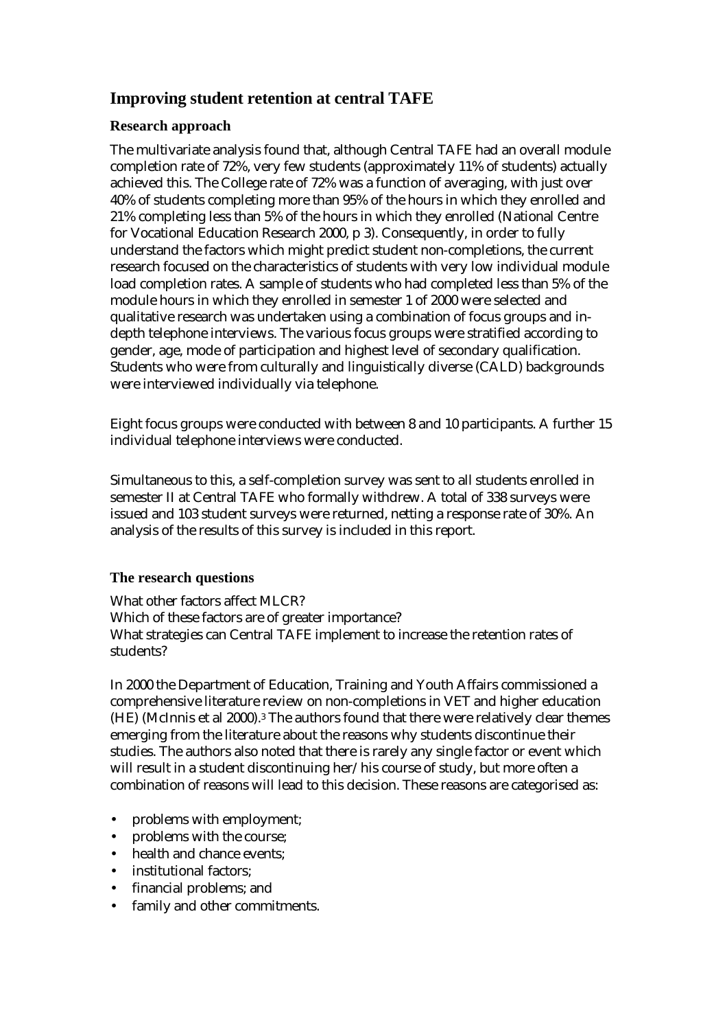## Improving student retention at central TAFE

### Research approach

The multivariate analysis found that, although Central TAFE had an overall module completion rate of 72%, very few students (approximately 11% of students) actually achieved this. The College rate of 72% was a function of averaging, with just over 40% of students completing more than 95% of the hours in which they enrolled and 21% completing less than 5% of the hours in which they enrolled (National Centre for Vocational Education Research 2000, p 3). Consequently, in order to fully understand the factors which might predict student non-completions, the current research focused on the characteristics of students with very low individual module load completion rates. A sample of students who had completed less than 5% of the module hours in which they enrolled in semester 1 of 2000 were selected and qualitative research was undertaken using a combination of focus groups and in-depth telephone interviews. The various focus groups were stratified according to gender, age, mode of participation and highest level of secondary qualification. Students who were from culturally and linguistically diverse (CALD) backgrounds were interviewed individually via telephone.

Eight focus groups were conducted with between 8 and 10 participants. A further 15 individual telephone interviews were conducted.

Simultaneous to this, a self-completion survey was sent to all students enrolled in semester II at Central TAFE who formally withdrew. A total of 338 surveys were issued and 103 student surveys were returned, netting a response rate of 30%. An analysis of the results of this survey is included in this report.

### The research questions

What other factors affect MLCR?
Which of these factors are of greater importance?
What strategies can Central TAFE implement to increase the retention rates of students?

In 2000 the Department of Education, Training and Youth Affairs commissioned a comprehensive literature review on non-completions in VET and higher education (HE) (McInnis et al 2000).[3] The authors found that there were relatively clear themes emerging from the literature about the reasons why students discontinue their studies. The authors also noted that there is rarely any single factor or event which will result in a student discontinuing her/his course of study, but more often a combination of reasons will lead to this decision. These reasons are categorised as:

- problems with employment;
- problems with the course;
- health and chance events;
- institutional factors;
- financial problems; and
- family and other commitments.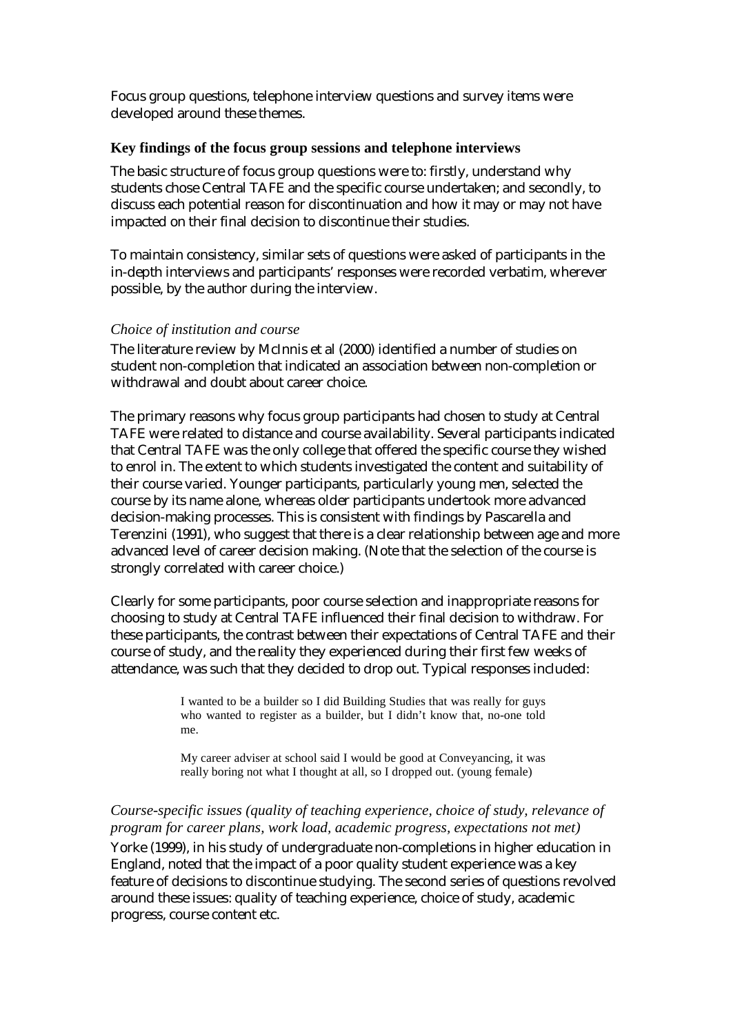Focus group questions, telephone interview questions and survey items were developed around these themes.

### Key findings of the focus group sessions and telephone interviews

The basic structure of focus group questions were to: firstly, understand why students chose Central TAFE and the specific course undertaken; and secondly, to discuss each potential reason for discontinuation and how it may or may not have impacted on their final decision to discontinue their studies.

To maintain consistency, similar sets of questions were asked of participants in the in-depth interviews and participants' responses were recorded verbatim, wherever possible, by the author during the interview.

#### *Choice of institution and course*

The literature review by McInnis et al (2000) identified a number of studies on student non-completion that indicated an association between non-completion or withdrawal and doubt about career choice.

The primary reasons why focus group participants had chosen to study at Central TAFE were related to distance and course availability. Several participants indicated that Central TAFE was the only college that offered the specific course they wished to enrol in. The extent to which students investigated the content and suitability of their course varied. Younger participants, particularly young men, selected the course by its name alone, whereas older participants undertook more advanced decision-making processes. This is consistent with findings by Pascarella and Terenzini (1991), who suggest that there is a clear relationship between age and more advanced level of career decision making. (Note that the selection of the course is strongly correlated with career choice.)

Clearly for some participants, poor course selection and inappropriate reasons for choosing to study at Central TAFE influenced their final decision to withdraw. For these participants, the contrast between their expectations of Central TAFE and their course of study, and the reality they experienced during their first few weeks of attendance, was such that they decided to drop out. Typical responses included:

> I wanted to be a builder so I did Building Studies that was really for guys who wanted to register as a builder, but I didn't know that, no-one told me.

> My career adviser at school said I would be good at Conveyancing, it was really boring not what I thought at all, so I dropped out. (young female)

#### *Course-specific issues (quality of teaching experience, choice of study, relevance of program for career plans, work load, academic progress, expectations not met)*

Yorke (1999), in his study of undergraduate non-completions in higher education in England, noted that the impact of a poor quality student experience was a key feature of decisions to discontinue studying. The second series of questions revolved around these issues: quality of teaching experience, choice of study, academic progress, course content etc.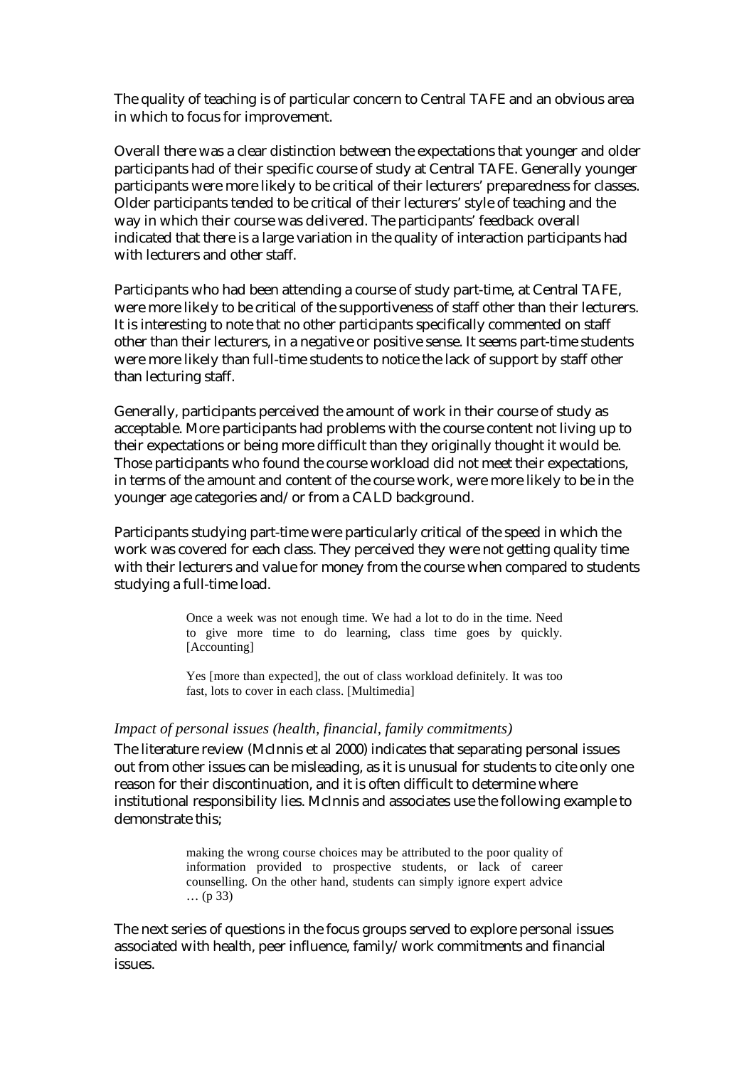The quality of teaching is of particular concern to Central TAFE and an obvious area in which to focus for improvement.

Overall there was a clear distinction between the expectations that younger and older participants had of their specific course of study at Central TAFE. Generally younger participants were more likely to be critical of their lecturers' preparedness for classes. Older participants tended to be critical of their lecturers' style of teaching and the way in which their course was delivered. The participants' feedback overall indicated that there is a large variation in the quality of interaction participants had with lecturers and other staff.

Participants who had been attending a course of study part-time, at Central TAFE, were more likely to be critical of the supportiveness of staff other than their lecturers. It is interesting to note that no other participants specifically commented on staff other than their lecturers, in a negative or positive sense. It seems part-time students were more likely than full-time students to notice the lack of support by staff other than lecturing staff.

Generally, participants perceived the amount of work in their course of study as acceptable. More participants had problems with the course content not living up to their expectations or being more difficult than they originally thought it would be. Those participants who found the course workload did not meet their expectations, in terms of the amount and content of the course work, were more likely to be in the younger age categories and/or from a CALD background.

Participants studying part-time were particularly critical of the speed in which the work was covered for each class. They perceived they were not getting quality time with their lecturers and value for money from the course when compared to students studying a full-time load.

> Once a week was not enough time. We had a lot to do in the time. Need to give more time to do learning, class time goes by quickly. [Accounting]

> Yes [more than expected], the out of class workload definitely. It was too fast, lots to cover in each class. [Multimedia]

### *Impact of personal issues (health, financial, family commitments)*

The literature review (McInnis et al 2000) indicates that separating personal issues out from other issues can be misleading, as it is unusual for students to cite only one reason for their discontinuation, and it is often difficult to determine where institutional responsibility lies. McInnis and associates use the following example to demonstrate this;

> making the wrong course choices may be attributed to the poor quality of information provided to prospective students, or lack of career counselling. On the other hand, students can simply ignore expert advice … (p 33)

The next series of questions in the focus groups served to explore personal issues associated with health, peer influence, family/work commitments and financial issues.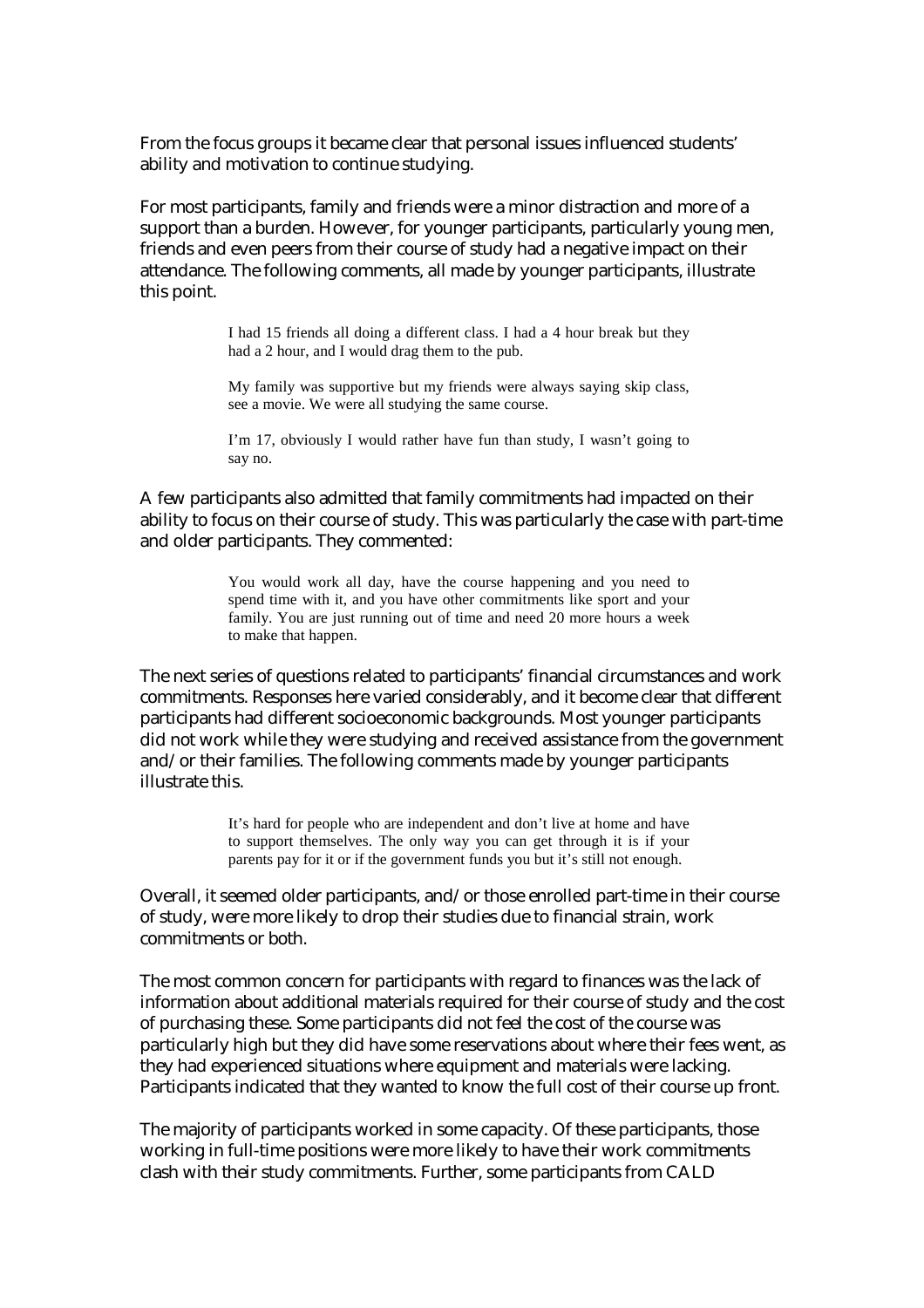From the focus groups it became clear that personal issues influenced students' ability and motivation to continue studying.

For most participants, family and friends were a minor distraction and more of a support than a burden. However, for younger participants, particularly young men, friends and even peers from their course of study had a negative impact on their attendance. The following comments, all made by younger participants, illustrate this point.

> I had 15 friends all doing a different class. I had a 4 hour break but they had a 2 hour, and I would drag them to the pub.
>
> My family was supportive but my friends were always saying skip class, see a movie. We were all studying the same course.
>
> I'm 17, obviously I would rather have fun than study, I wasn't going to say no.

A few participants also admitted that family commitments had impacted on their ability to focus on their course of study. This was particularly the case with part-time and older participants. They commented:

> You would work all day, have the course happening and you need to spend time with it, and you have other commitments like sport and your family. You are just running out of time and need 20 more hours a week to make that happen.

The next series of questions related to participants' financial circumstances and work commitments. Responses here varied considerably, and it become clear that different participants had different socioeconomic backgrounds. Most younger participants did not work while they were studying and received assistance from the government and/or their families. The following comments made by younger participants illustrate this.

> It's hard for people who are independent and don't live at home and have to support themselves. The only way you can get through it is if your parents pay for it or if the government funds you but it's still not enough.

Overall, it seemed older participants, and/or those enrolled part-time in their course of study, were more likely to drop their studies due to financial strain, work commitments or both.

The most common concern for participants with regard to finances was the lack of information about additional materials required for their course of study and the cost of purchasing these. Some participants did not feel the cost of the course was particularly high but they did have some reservations about where their fees went, as they had experienced situations where equipment and materials were lacking. Participants indicated that they wanted to know the full cost of their course up front.

The majority of participants worked in some capacity. Of these participants, those working in full-time positions were more likely to have their work commitments clash with their study commitments. Further, some participants from CALD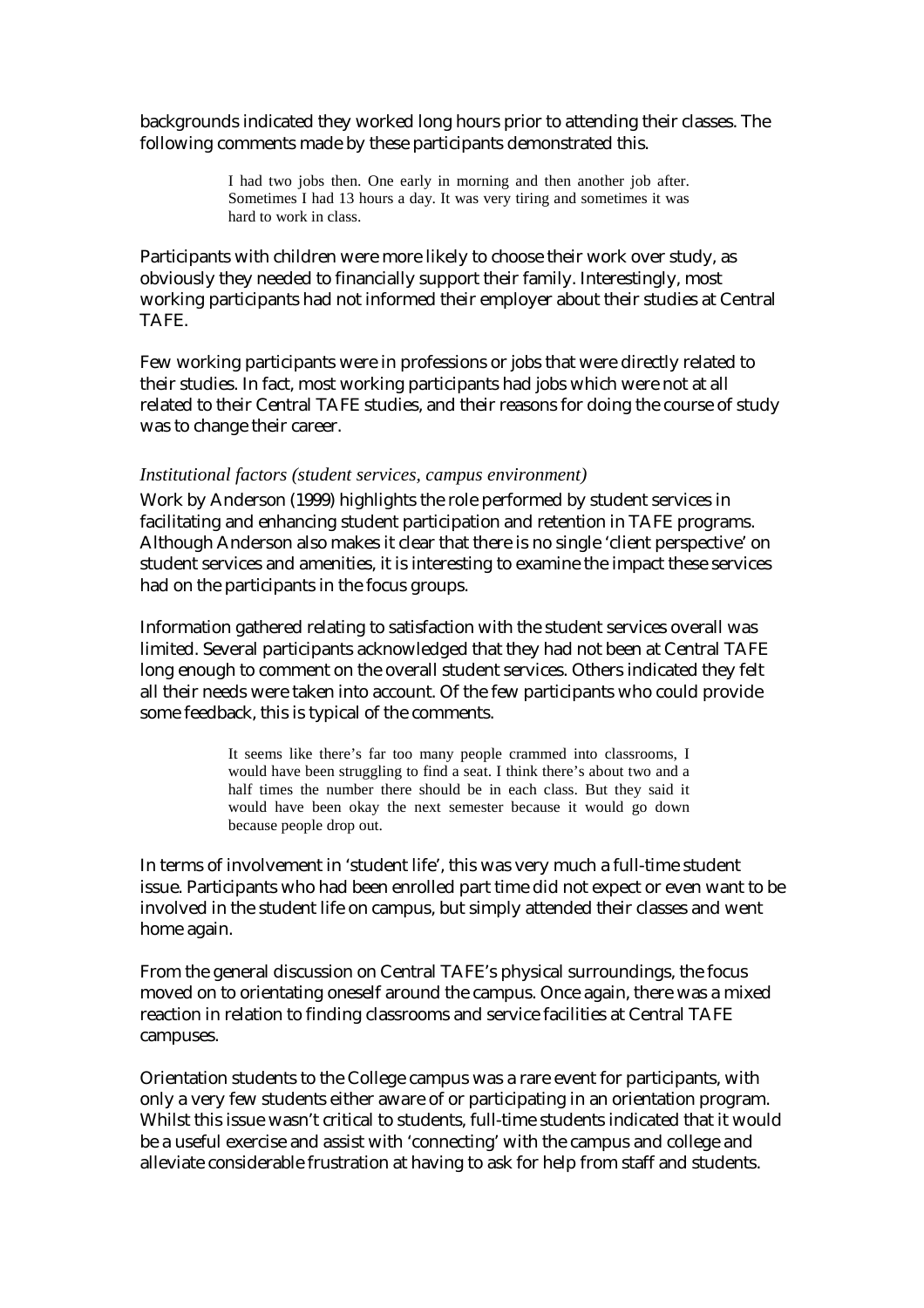backgrounds indicated they worked long hours prior to attending their classes. The following comments made by these participants demonstrated this.

> I had two jobs then. One early in morning and then another job after. Sometimes I had 13 hours a day. It was very tiring and sometimes it was hard to work in class.

Participants with children were more likely to choose their work over study, as obviously they needed to financially support their family. Interestingly, most working participants had not informed their employer about their studies at Central TAFE.

Few working participants were in professions or jobs that were directly related to their studies. In fact, most working participants had jobs which were not at all related to their Central TAFE studies, and their reasons for doing the course of study was to change their career.

*Institutional factors (student services, campus environment)*

Work by Anderson (1999) highlights the role performed by student services in facilitating and enhancing student participation and retention in TAFE programs. Although Anderson also makes it clear that there is no single 'client perspective' on student services and amenities, it is interesting to examine the impact these services had on the participants in the focus groups.

Information gathered relating to satisfaction with the student services overall was limited. Several participants acknowledged that they had not been at Central TAFE long enough to comment on the overall student services. Others indicated they felt all their needs were taken into account. Of the few participants who could provide some feedback, this is typical of the comments.

> It seems like there's far too many people crammed into classrooms, I would have been struggling to find a seat. I think there's about two and a half times the number there should be in each class. But they said it would have been okay the next semester because it would go down because people drop out.

In terms of involvement in 'student life', this was very much a full-time student issue. Participants who had been enrolled part time did not expect or even want to be involved in the student life on campus, but simply attended their classes and went home again.

From the general discussion on Central TAFE's physical surroundings, the focus moved on to orientating oneself around the campus. Once again, there was a mixed reaction in relation to finding classrooms and service facilities at Central TAFE campuses.

Orientation students to the College campus was a rare event for participants, with only a very few students either aware of or participating in an orientation program. Whilst this issue wasn't critical to students, full-time students indicated that it would be a useful exercise and assist with 'connecting' with the campus and college and alleviate considerable frustration at having to ask for help from staff and students.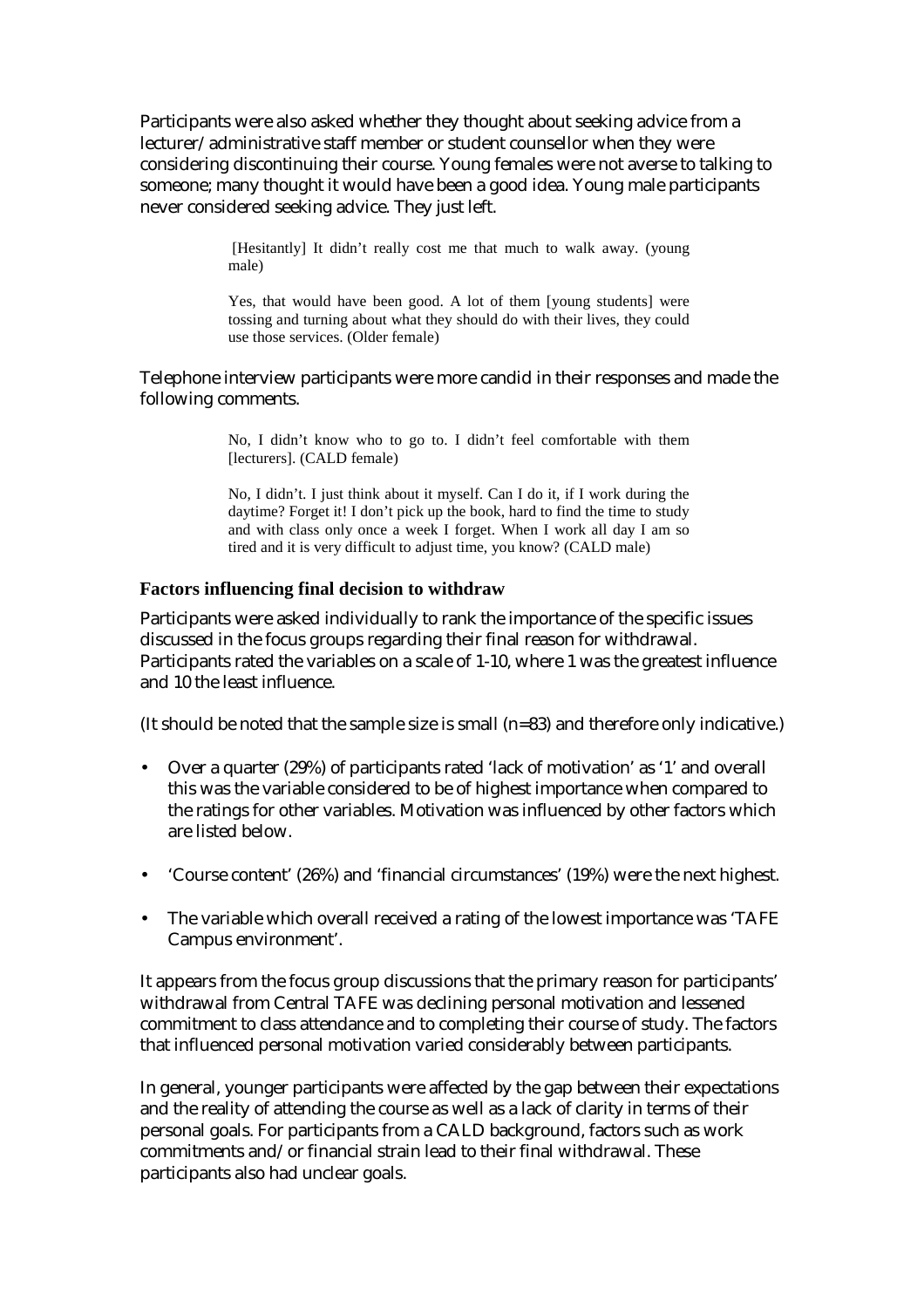Participants were also asked whether they thought about seeking advice from a lecturer/administrative staff member or student counsellor when they were considering discontinuing their course. Young females were not averse to talking to someone; many thought it would have been a good idea. Young male participants never considered seeking advice. They just left.

> [Hesitantly] It didn't really cost me that much to walk away. (young male)

> Yes, that would have been good. A lot of them [young students] were tossing and turning about what they should do with their lives, they could use those services. (Older female)

Telephone interview participants were more candid in their responses and made the following comments.

> No, I didn't know who to go to. I didn't feel comfortable with them [lecturers]. (CALD female)

> No, I didn't. I just think about it myself. Can I do it, if I work during the daytime? Forget it! I don't pick up the book, hard to find the time to study and with class only once a week I forget. When I work all day I am so tired and it is very difficult to adjust time, you know? (CALD male)

### Factors influencing final decision to withdraw

Participants were asked individually to rank the importance of the specific issues discussed in the focus groups regarding their final reason for withdrawal. Participants rated the variables on a scale of 1-10, where 1 was the greatest influence and 10 the least influence.

(It should be noted that the sample size is small (n=83) and therefore only indicative.)

- Over a quarter (29%) of participants rated 'lack of motivation' as '1' and overall this was the variable considered to be of highest importance when compared to the ratings for other variables. Motivation was influenced by other factors which are listed below.
- 'Course content' (26%) and 'financial circumstances' (19%) were the next highest.
- The variable which overall received a rating of the lowest importance was 'TAFE Campus environment'.

It appears from the focus group discussions that the primary reason for participants' withdrawal from Central TAFE was declining personal motivation and lessened commitment to class attendance and to completing their course of study. The factors that influenced personal motivation varied considerably between participants.

In general, younger participants were affected by the gap between their expectations and the reality of attending the course as well as a lack of clarity in terms of their personal goals. For participants from a CALD background, factors such as work commitments and/or financial strain lead to their final withdrawal. These participants also had unclear goals.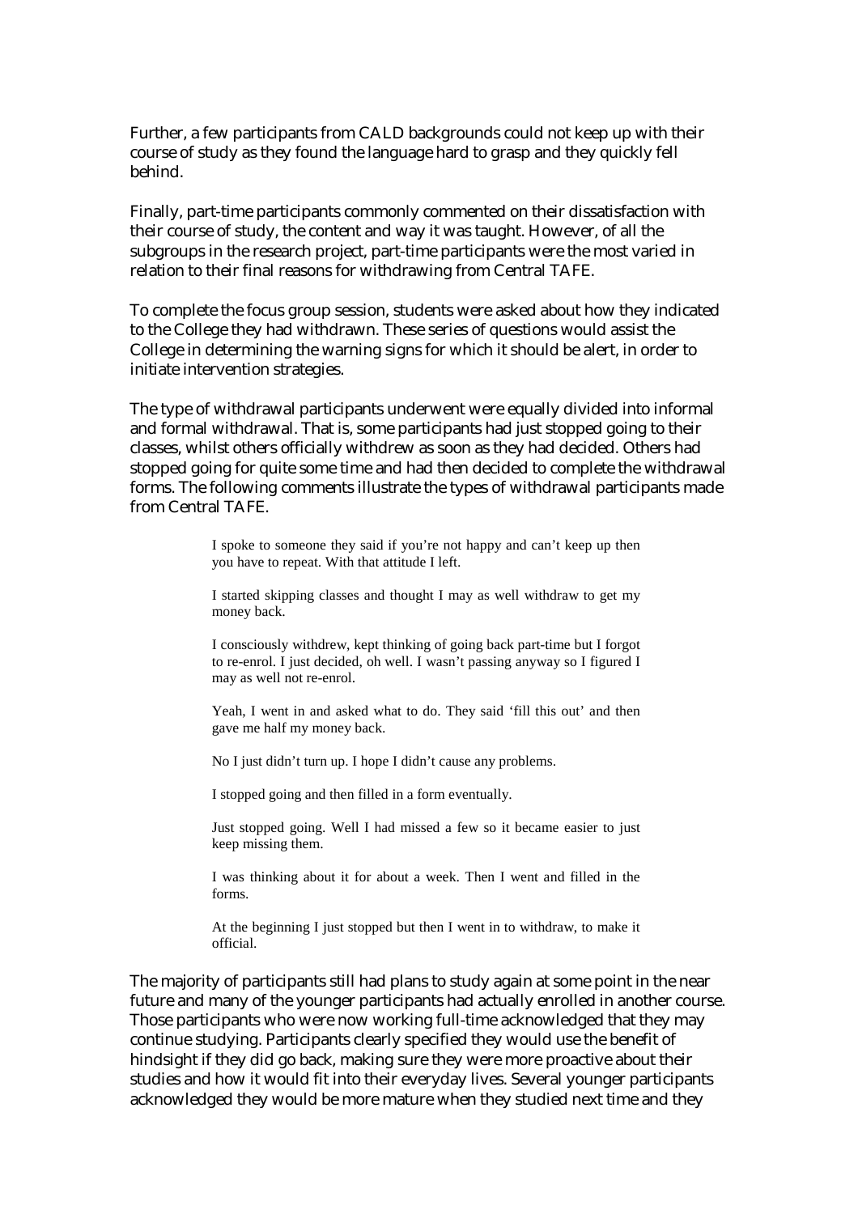Further, a few participants from CALD backgrounds could not keep up with their course of study as they found the language hard to grasp and they quickly fell behind.

Finally, part-time participants commonly commented on their dissatisfaction with their course of study, the content and way it was taught. However, of all the subgroups in the research project, part-time participants were the most varied in relation to their final reasons for withdrawing from Central TAFE.

To complete the focus group session, students were asked about how they indicated to the College they had withdrawn. These series of questions would assist the College in determining the warning signs for which it should be alert, in order to initiate intervention strategies.

The type of withdrawal participants underwent were equally divided into informal and formal withdrawal. That is, some participants had just stopped going to their classes, whilst others officially withdrew as soon as they had decided. Others had stopped going for quite some time and had then decided to complete the withdrawal forms. The following comments illustrate the types of withdrawal participants made from Central TAFE.

> I spoke to someone they said if you're not happy and can't keep up then you have to repeat. With that attitude I left.
>
> I started skipping classes and thought I may as well withdraw to get my money back.
>
> I consciously withdrew, kept thinking of going back part-time but I forgot to re-enrol. I just decided, oh well. I wasn't passing anyway so I figured I may as well not re-enrol.
>
> Yeah, I went in and asked what to do. They said 'fill this out' and then gave me half my money back.
>
> No I just didn't turn up. I hope I didn't cause any problems.
>
> I stopped going and then filled in a form eventually.
>
> Just stopped going. Well I had missed a few so it became easier to just keep missing them.
>
> I was thinking about it for about a week. Then I went and filled in the forms.
>
> At the beginning I just stopped but then I went in to withdraw, to make it official.

The majority of participants still had plans to study again at some point in the near future and many of the younger participants had actually enrolled in another course. Those participants who were now working full-time acknowledged that they may continue studying. Participants clearly specified they would use the benefit of hindsight if they did go back, making sure they were more proactive about their studies and how it would fit into their everyday lives. Several younger participants acknowledged they would be more mature when they studied next time and they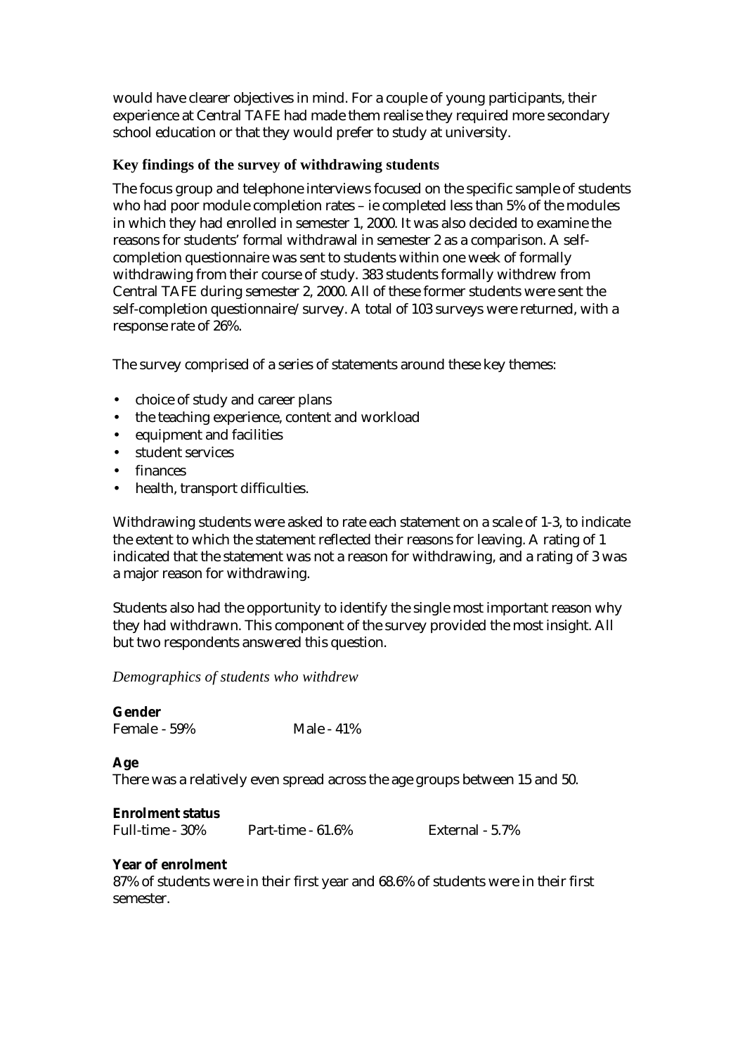would have clearer objectives in mind. For a couple of young participants, their experience at Central TAFE had made them realise they required more secondary school education or that they would prefer to study at university.

### Key findings of the survey of withdrawing students

The focus group and telephone interviews focused on the specific sample of students who had poor module completion rates – ie completed less than 5% of the modules in which they had enrolled in semester 1, 2000. It was also decided to examine the reasons for students' formal withdrawal in semester 2 as a comparison. A self-completion questionnaire was sent to students within one week of formally withdrawing from their course of study. 383 students formally withdrew from Central TAFE during semester 2, 2000. All of these former students were sent the self-completion questionnaire/survey. A total of 103 surveys were returned, with a response rate of 26%.

The survey comprised of a series of statements around these key themes:

- choice of study and career plans
- the teaching experience, content and workload
- equipment and facilities
- student services
- finances
- health, transport difficulties.

Withdrawing students were asked to rate each statement on a scale of 1-3, to indicate the extent to which the statement reflected their reasons for leaving. A rating of 1 indicated that the statement was not a reason for withdrawing, and a rating of 3 was a major reason for withdrawing.

Students also had the opportunity to identify the single most important reason why they had withdrawn. This component of the survey provided the most insight. All but two respondents answered this question.

*Demographics of students who withdrew*

**Gender**
Female - 59% Male - 41%

**Age**
There was a relatively even spread across the age groups between 15 and 50.

**Enrolment status**
Full-time - 30% Part-time - 61.6% External - 5.7%

**Year of enrolment**
87% of students were in their first year and 68.6% of students were in their first semester.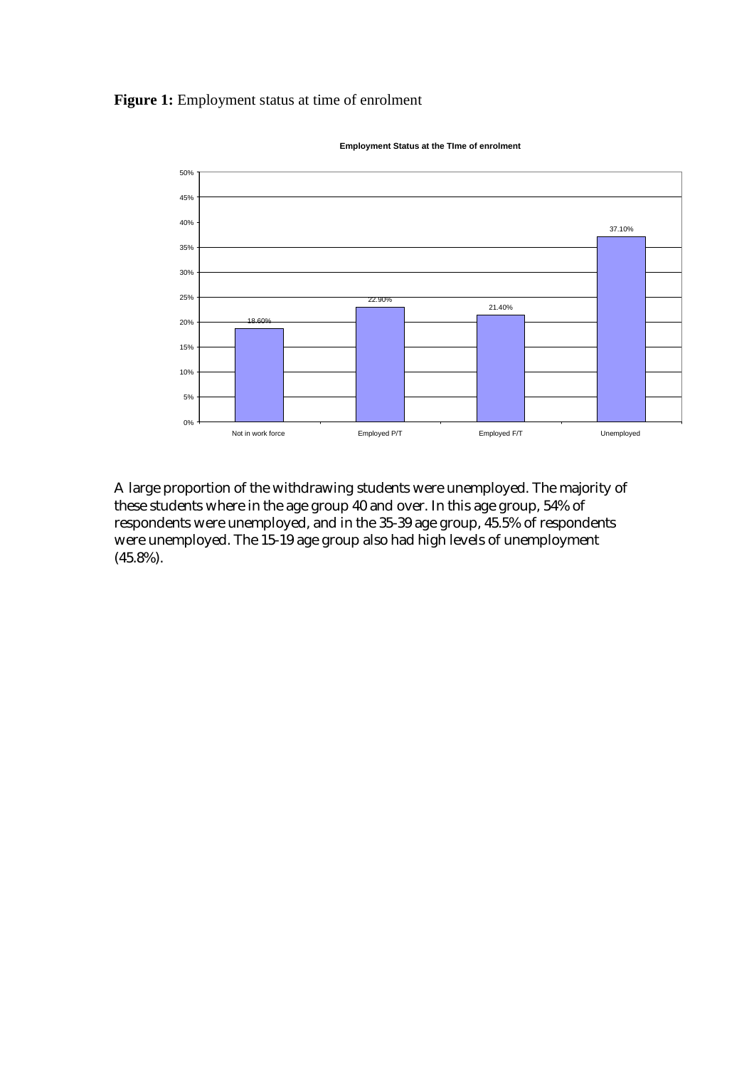**Figure 1:** Employment status at time of enrolment

**Employment Status at the TIme of enrolment**

| Employment status | Percentage |
|---|---|
| Not in work force | 18.60% |
| Employed P/T | 22.90% |
| Employed F/T | 21.40% |
| Unemployed | 37.10% |

A large proportion of the withdrawing students were unemployed. The majority of these students where in the age group 40 and over. In this age group, 54% of respondents were unemployed, and in the 35-39 age group, 45.5% of respondents were unemployed. The 15-19 age group also had high levels of unemployment (45.8%).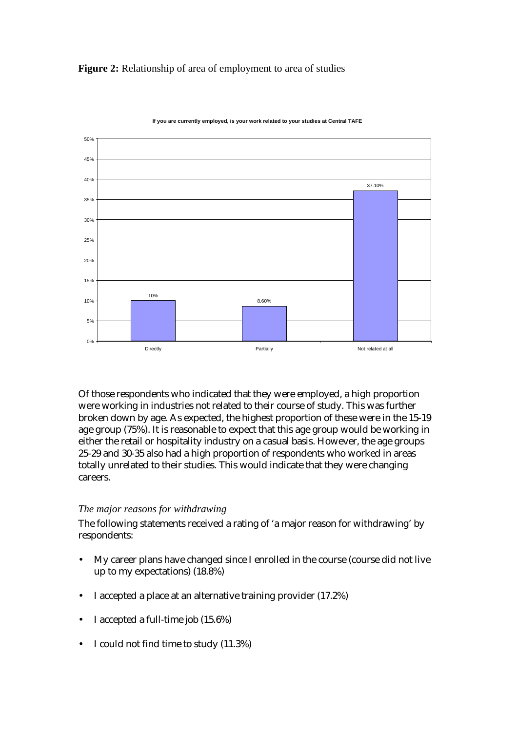**Figure 2:** Relationship of area of employment to area of studies

If you are currently employed, is your work related to your studies at Central TAFE

| | Directly | Partially | Not related at all |
|---|---|---|---|
| % | 10% | 8.60% | 37.10% |

Of those respondents who indicated that they were employed, a high proportion were working in industries not related to their course of study. This was further broken down by age. As expected, the highest proportion of these were in the 15-19 age group (75%). It is reasonable to expect that this age group would be working in either the retail or hospitality industry on a casual basis. However, the age groups 25-29 and 30-35 also had a high proportion of respondents who worked in areas totally unrelated to their studies. This would indicate that they were changing careers.

*The major reasons for withdrawing*

The following statements received a rating of 'a major reason for withdrawing' by respondents:

- My career plans have changed since I enrolled in the course (course did not live up to my expectations) (18.8%)
- I accepted a place at an alternative training provider (17.2%)
- I accepted a full-time job (15.6%)
- I could not find time to study (11.3%)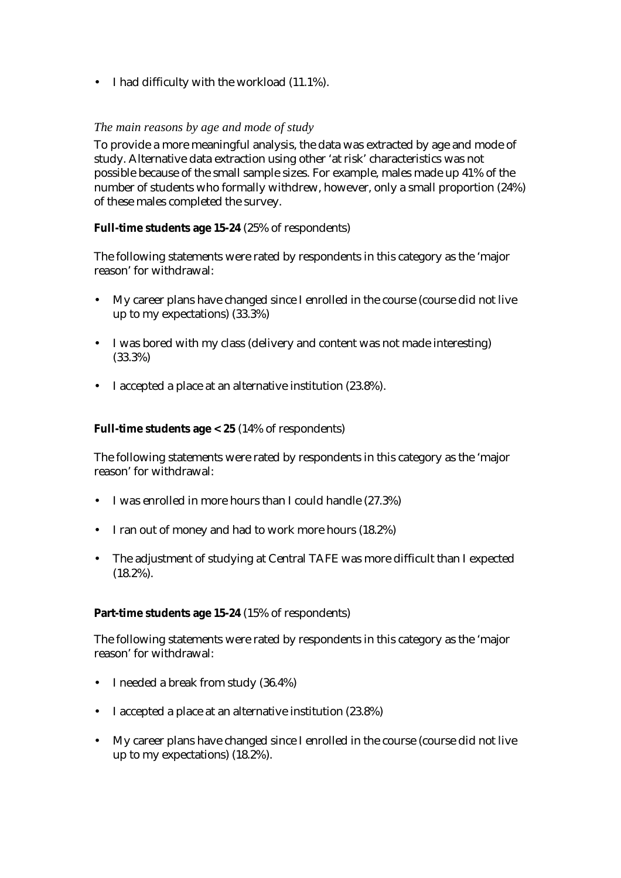- I had difficulty with the workload (11.1%).

### *The main reasons by age and mode of study*

To provide a more meaningful analysis, the data was extracted by age and mode of study. Alternative data extraction using other 'at risk' characteristics was not possible because of the small sample sizes. For example, males made up 41% of the number of students who formally withdrew, however, only a small proportion (24%) of these males completed the survey.

**Full-time students age 15-24** (25% of respondents)

The following statements were rated by respondents in this category as the 'major reason' for withdrawal:

- My career plans have changed since I enrolled in the course (course did not live up to my expectations) (33.3%)
- I was bored with my class (delivery and content was not made interesting) (33.3%)
- I accepted a place at an alternative institution (23.8%).

**Full-time students age < 25** (14% of respondents)

The following statements were rated by respondents in this category as the 'major reason' for withdrawal:

- I was enrolled in more hours than I could handle (27.3%)
- I ran out of money and had to work more hours (18.2%)
- The adjustment of studying at Central TAFE was more difficult than I expected (18.2%).

**Part-time students age 15-24** (15% of respondents)

The following statements were rated by respondents in this category as the 'major reason' for withdrawal:

- I needed a break from study (36.4%)
- I accepted a place at an alternative institution (23.8%)
- My career plans have changed since I enrolled in the course (course did not live up to my expectations) (18.2%).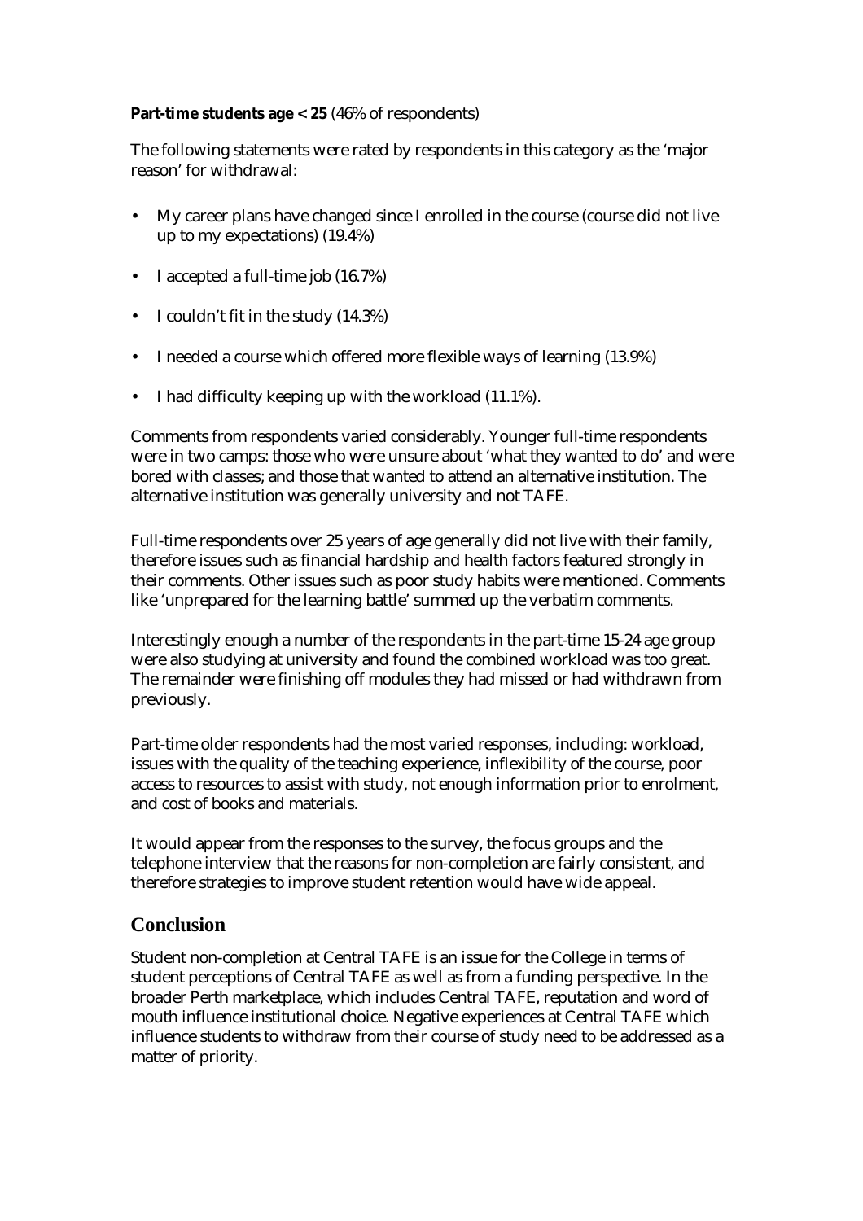**Part-time students age < 25** (46% of respondents)

The following statements were rated by respondents in this category as the 'major reason' for withdrawal:

- My career plans have changed since I enrolled in the course (course did not live up to my expectations) (19.4%)
- I accepted a full-time job (16.7%)
- I couldn't fit in the study (14.3%)
- I needed a course which offered more flexible ways of learning (13.9%)
- I had difficulty keeping up with the workload (11.1%).

Comments from respondents varied considerably. Younger full-time respondents were in two camps: those who were unsure about 'what they wanted to do' and were bored with classes; and those that wanted to attend an alternative institution. The alternative institution was generally university and not TAFE.

Full-time respondents over 25 years of age generally did not live with their family, therefore issues such as financial hardship and health factors featured strongly in their comments. Other issues such as poor study habits were mentioned. Comments like 'unprepared for the learning battle' summed up the verbatim comments.

Interestingly enough a number of the respondents in the part-time 15-24 age group were also studying at university and found the combined workload was too great. The remainder were finishing off modules they had missed or had withdrawn from previously.

Part-time older respondents had the most varied responses, including: workload, issues with the quality of the teaching experience, inflexibility of the course, poor access to resources to assist with study, not enough information prior to enrolment, and cost of books and materials.

It would appear from the responses to the survey, the focus groups and the telephone interview that the reasons for non-completion are fairly consistent, and therefore strategies to improve student retention would have wide appeal.

## Conclusion

Student non-completion at Central TAFE is an issue for the College in terms of student perceptions of Central TAFE as well as from a funding perspective. In the broader Perth marketplace, which includes Central TAFE, reputation and word of mouth influence institutional choice. Negative experiences at Central TAFE which influence students to withdraw from their course of study need to be addressed as a matter of priority.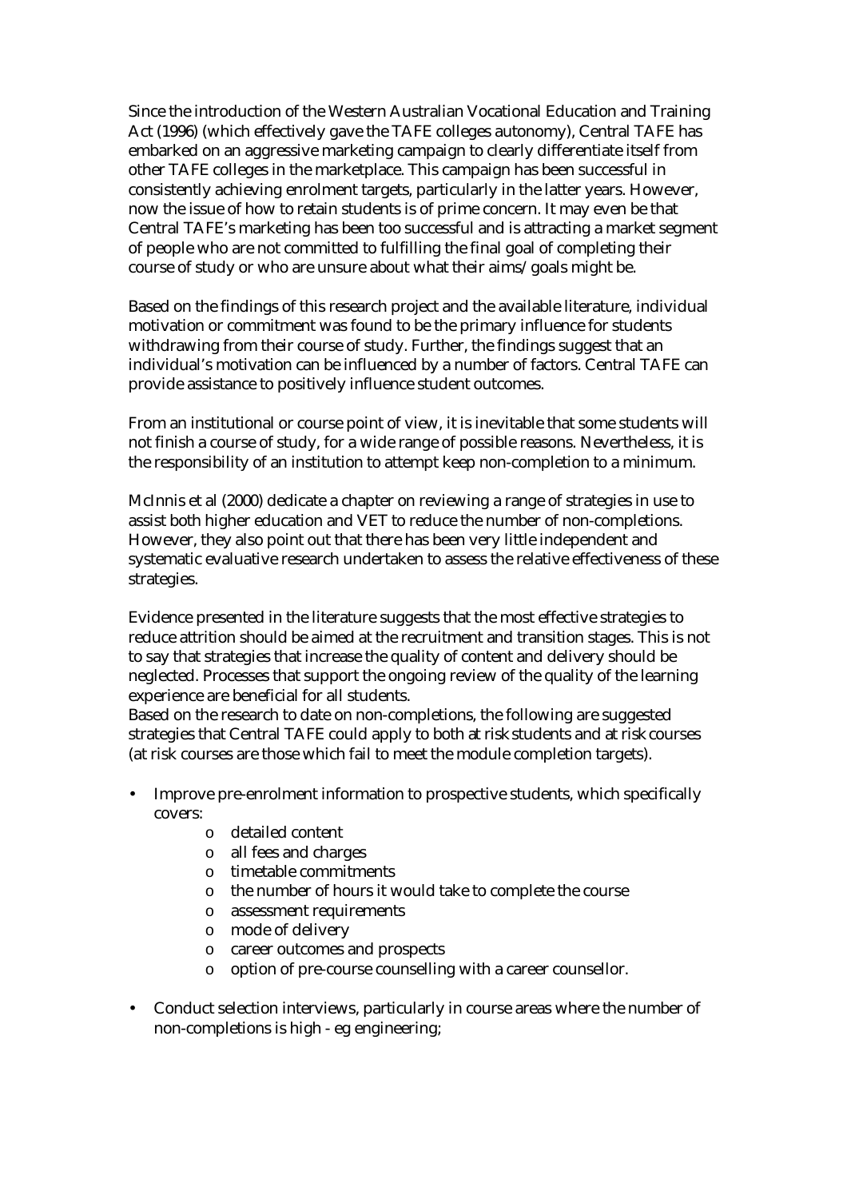Since the introduction of the Western Australian Vocational Education and Training Act (1996) (which effectively gave the TAFE colleges autonomy), Central TAFE has embarked on an aggressive marketing campaign to clearly differentiate itself from other TAFE colleges in the marketplace. This campaign has been successful in consistently achieving enrolment targets, particularly in the latter years. However, now the issue of how to retain students is of prime concern. It may even be that Central TAFE's marketing has been too successful and is attracting a market segment of people who are not committed to fulfilling the final goal of completing their course of study or who are unsure about what their aims/goals might be.

Based on the findings of this research project and the available literature, individual motivation or commitment was found to be the primary influence for students withdrawing from their course of study. Further, the findings suggest that an individual's motivation can be influenced by a number of factors. Central TAFE can provide assistance to positively influence student outcomes.

From an institutional or course point of view, it is inevitable that some students will not finish a course of study, for a wide range of possible reasons. Nevertheless, it is the responsibility of an institution to attempt keep non-completion to a minimum.

McInnis et al (2000) dedicate a chapter on reviewing a range of strategies in use to assist both higher education and VET to reduce the number of non-completions. However, they also point out that there has been very little independent and systematic evaluative research undertaken to assess the relative effectiveness of these strategies.

Evidence presented in the literature suggests that the most effective strategies to reduce attrition should be aimed at the recruitment and transition stages. This is not to say that strategies that increase the quality of content and delivery should be neglected. Processes that support the ongoing review of the quality of the learning experience are beneficial for all students.
Based on the research to date on non-completions, the following are suggested strategies that Central TAFE could apply to both at risk students and at risk courses (at risk courses are those which fail to meet the module completion targets).

- Improve pre-enrolment information to prospective students, which specifically covers:
  - detailed content
  - all fees and charges
  - timetable commitments
  - the number of hours it would take to complete the course
  - assessment requirements
  - mode of delivery
  - career outcomes and prospects
  - option of pre-course counselling with a career counsellor.

- Conduct selection interviews, particularly in course areas where the number of non-completions is high - eg engineering;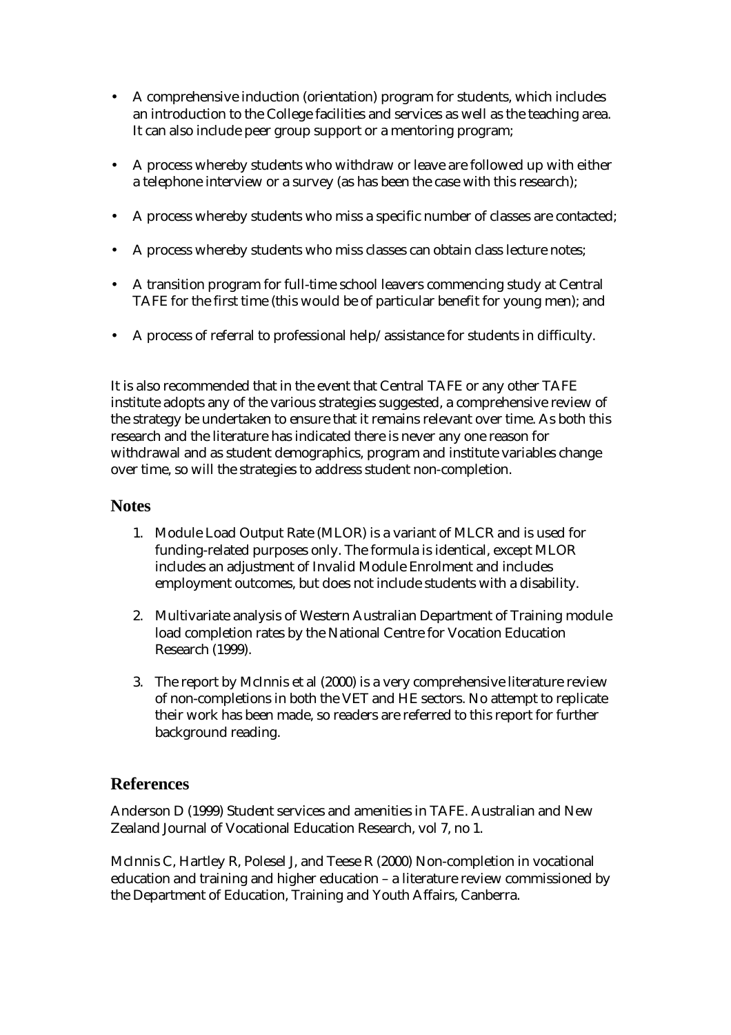- A comprehensive induction (orientation) program for students, which includes an introduction to the College facilities and services as well as the teaching area. It can also include peer group support or a mentoring program;
- A process whereby students who withdraw or leave are followed up with either a telephone interview or a survey (as has been the case with this research);
- A process whereby students who miss a specific number of classes are contacted;
- A process whereby students who miss classes can obtain class lecture notes;
- A transition program for full-time school leavers commencing study at Central TAFE for the first time (this would be of particular benefit for young men); and
- A process of referral to professional help/assistance for students in difficulty.

It is also recommended that in the event that Central TAFE or any other TAFE institute adopts any of the various strategies suggested, a comprehensive review of the strategy be undertaken to ensure that it remains relevant over time. As both this research and the literature has indicated there is never any one reason for withdrawal and as student demographics, program and institute variables change over time, so will the strategies to address student non-completion.

## Notes

1. Module Load Output Rate (MLOR) is a variant of MLCR and is used for funding-related purposes only. The formula is identical, except MLOR includes an adjustment of Invalid Module Enrolment and includes employment outcomes, but does not include students with a disability.
2. Multivariate analysis of Western Australian Department of Training module load completion rates by the National Centre for Vocation Education Research (1999).
3. The report by McInnis et al (2000) is a very comprehensive literature review of non-completions in both the VET and HE sectors. No attempt to replicate their work has been made, so readers are referred to this report for further background reading.

## References

Anderson D (1999) Student services and amenities in TAFE. Australian and New Zealand Journal of Vocational Education Research, vol 7, no 1.

McInnis C, Hartley R, Polesel J, and Teese R (2000) Non-completion in vocational education and training and higher education – a literature review commissioned by the Department of Education, Training and Youth Affairs, Canberra.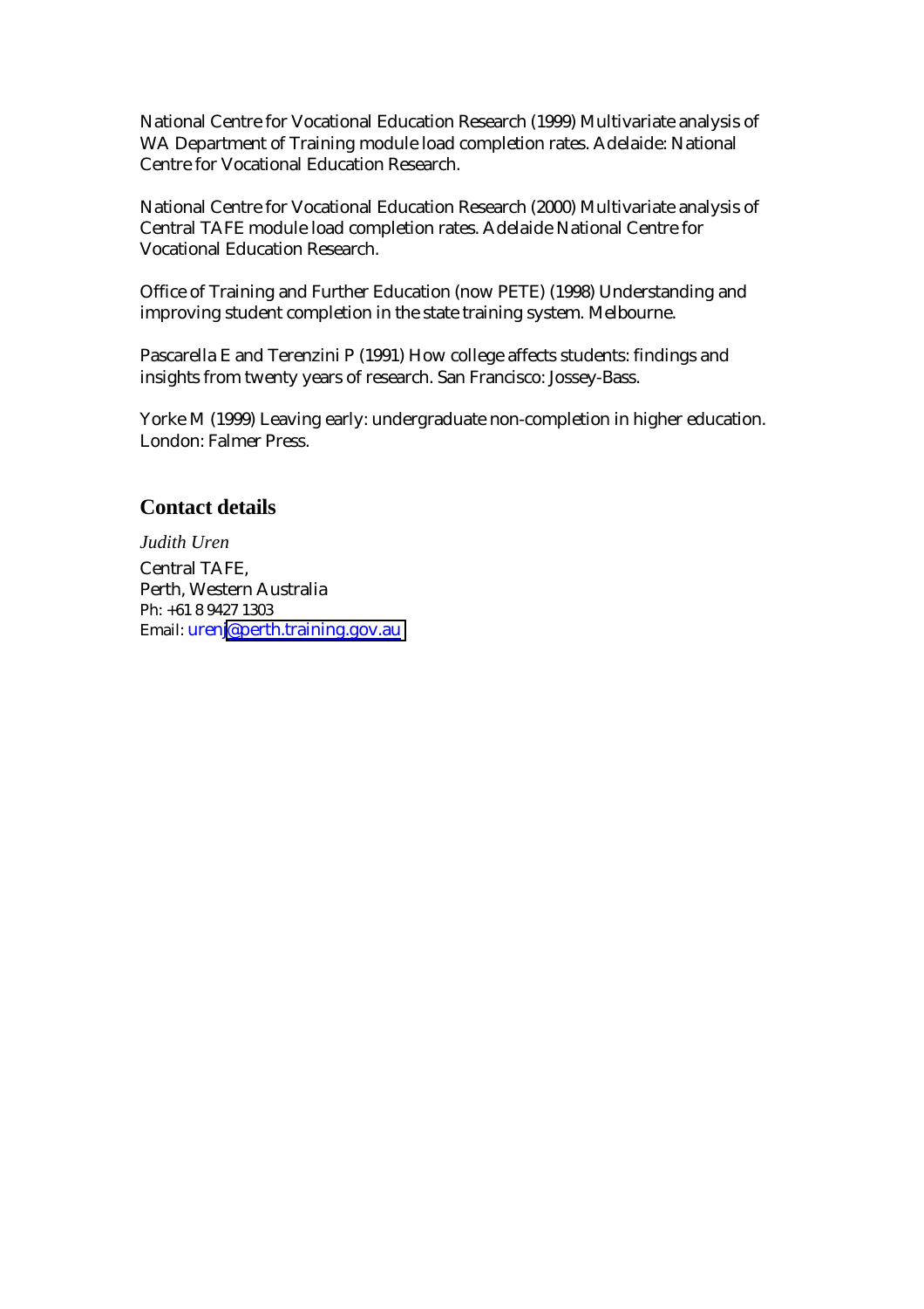National Centre for Vocational Education Research (1999) Multivariate analysis of WA Department of Training module load completion rates. Adelaide: National Centre for Vocational Education Research.

National Centre for Vocational Education Research (2000) Multivariate analysis of Central TAFE module load completion rates. Adelaide National Centre for Vocational Education Research.

Office of Training and Further Education (now PETE) (1998) Understanding and improving student completion in the state training system. Melbourne.

Pascarella E and Terenzini P (1991) How college affects students: findings and insights from twenty years of research. San Francisco: Jossey-Bass.

Yorke M (1999) Leaving early: undergraduate non-completion in higher education. London: Falmer Press.

## Contact details

*Judith Uren*

Central TAFE,
Perth, Western Australia
Ph: +61 8 9427 1303
Email: urenj@perth.training.gov.au